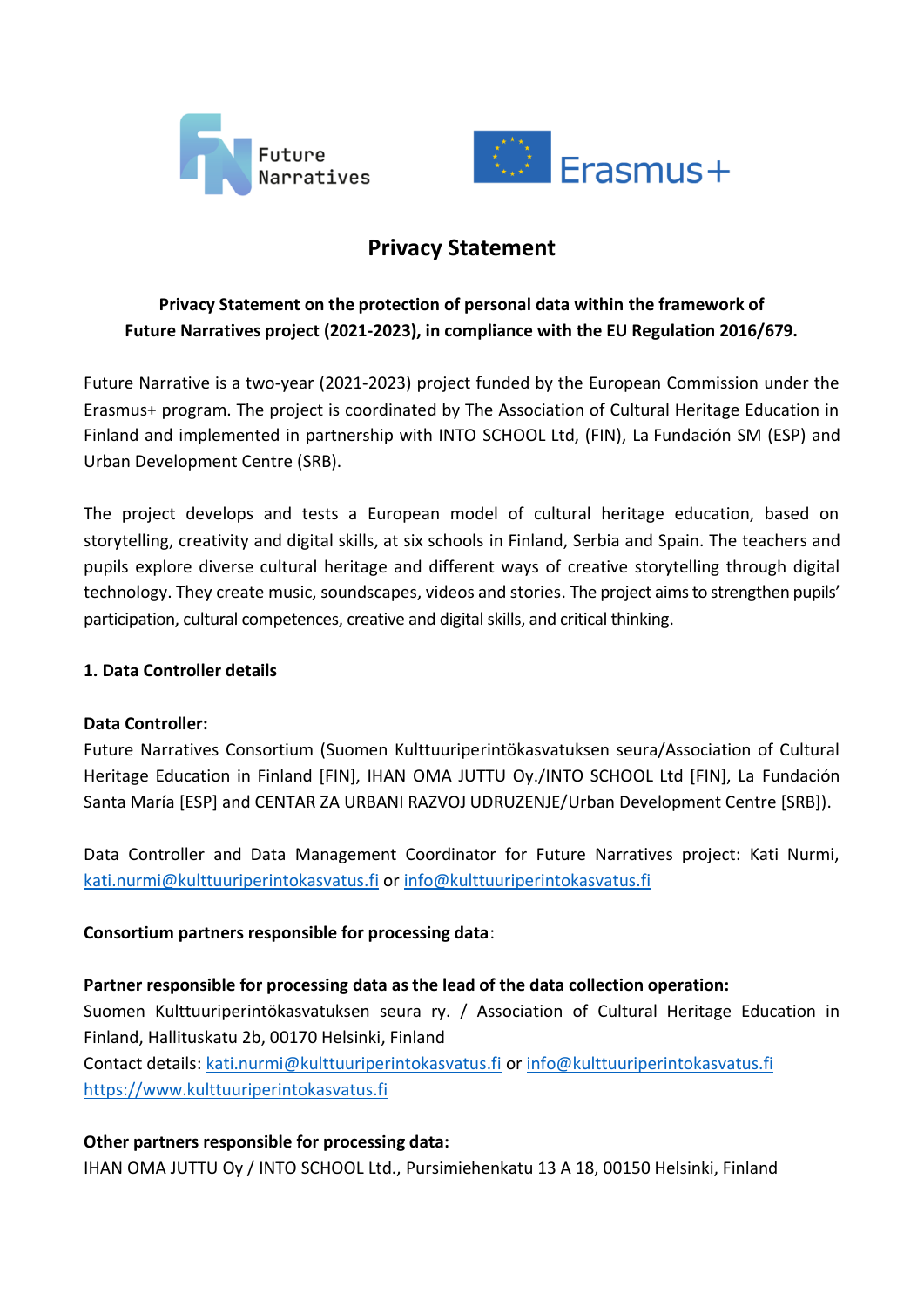# Privacy Statement

**Privacy Statement on the protection of personal data within the framework of Future Narratives project (2021-2023), in compliance with the EU Regulation 2016/679.**

Future Narrative is a two-year (2021-2023) project funded by the European Commission under the Erasmus+ program. The project is coordinated by The Association of Cultural Heritage Education in Finland and implemented in partnership with INTO SCHOOL Ltd, (FIN), La Fundación SM (ESP) and Urban Development Centre (SRB).

The project develops and tests a European model of cultural heritage education, based on storytelling, creativity and digital skills, at six schools in Finland, Serbia and Spain. The teachers and pupils explore diverse cultural heritage and different ways of creative storytelling through digital technology. They create music, soundscapes, videos and stories. The project aims to strengthen pupils' participation, cultural competences, creative and digital skills, and critical thinking.

**1. Data Controller details**

**Data Controller:**
Future Narratives Consortium (Suomen Kulttuuriperintökasvatuksen seura/Association of Cultural Heritage Education in Finland [FIN], IHAN OMA JUTTU Oy./INTO SCHOOL Ltd [FIN], La Fundación Santa María [ESP] and CENTAR ZA URBANI RAZVOJ UDRUZENJE/Urban Development Centre [SRB]).

Data Controller and Data Management Coordinator for Future Narratives project: Kati Nurmi, kati.nurmi@kulttuuriperintokasvatus.fi or info@kulttuuriperintokasvatus.fi

**Consortium partners responsible for processing data**:

**Partner responsible for processing data as the lead of the data collection operation:**
Suomen Kulttuuriperintökasvatuksen seura ry. / Association of Cultural Heritage Education in Finland, Hallituskatu 2b, 00170 Helsinki, Finland
Contact details: kati.nurmi@kulttuuriperintokasvatus.fi or info@kulttuuriperintokasvatus.fi
https://www.kulttuuriperintokasvatus.fi

**Other partners responsible for processing data:**
IHAN OMA JUTTU Oy / INTO SCHOOL Ltd., Pursimiehenkatu 13 A 18, 00150 Helsinki, Finland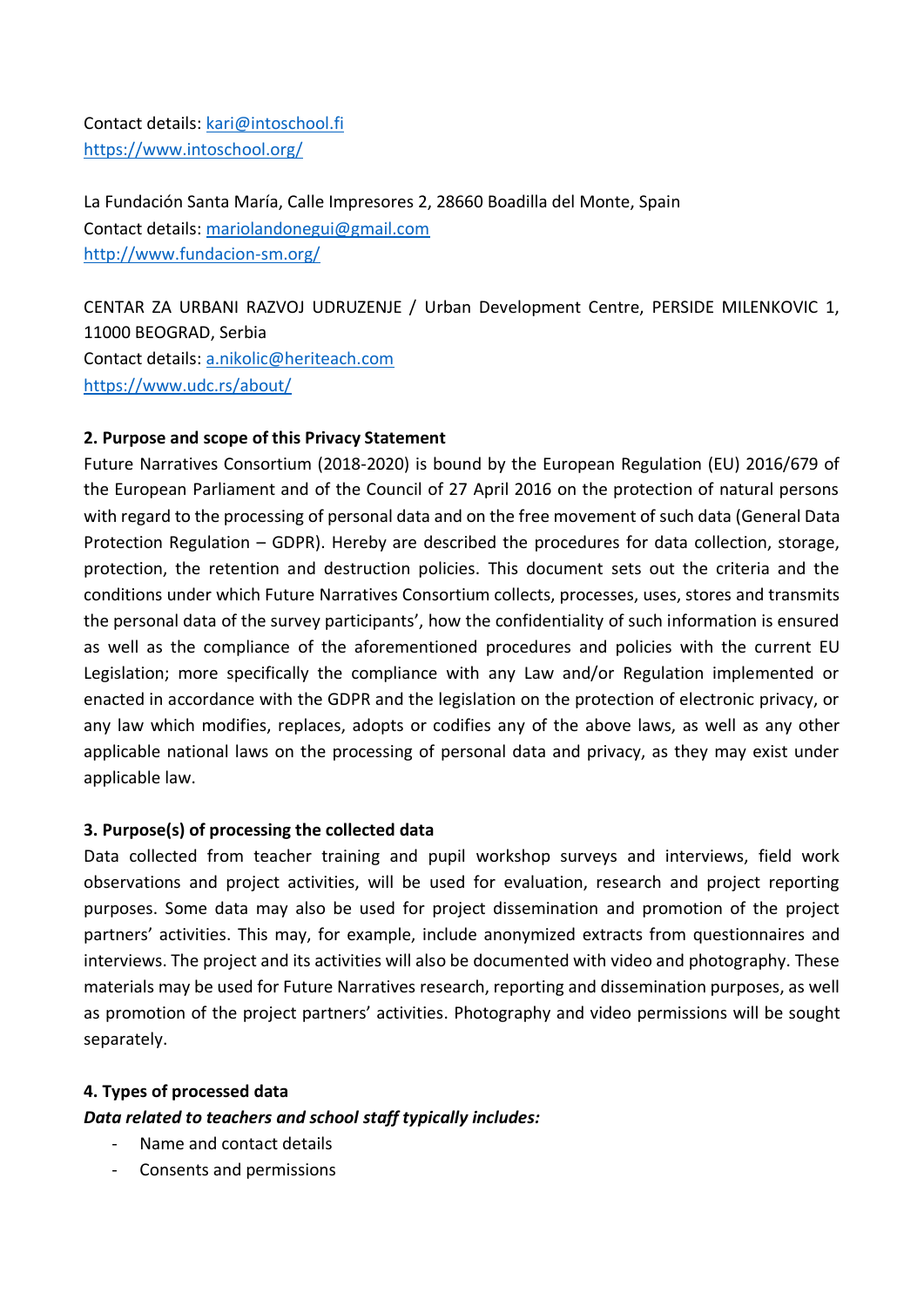Contact details: kari@intoschool.fi
https://www.intoschool.org/

La Fundación Santa María, Calle Impresores 2, 28660 Boadilla del Monte, Spain
Contact details: mariolandonegui@gmail.com
http://www.fundacion-sm.org/

CENTAR ZA URBANI RAZVOJ UDRUZENJE / Urban Development Centre, PERSIDE MILENKOVIC 1, 11000 BEOGRAD, Serbia
Contact details: a.nikolic@heriteach.com
https://www.udc.rs/about/

## 2. Purpose and scope of this Privacy Statement

Future Narratives Consortium (2018-2020) is bound by the European Regulation (EU) 2016/679 of the European Parliament and of the Council of 27 April 2016 on the protection of natural persons with regard to the processing of personal data and on the free movement of such data (General Data Protection Regulation – GDPR). Hereby are described the procedures for data collection, storage, protection, the retention and destruction policies. This document sets out the criteria and the conditions under which Future Narratives Consortium collects, processes, uses, stores and transmits the personal data of the survey participants', how the confidentiality of such information is ensured as well as the compliance of the aforementioned procedures and policies with the current EU Legislation; more specifically the compliance with any Law and/or Regulation implemented or enacted in accordance with the GDPR and the legislation on the protection of electronic privacy, or any law which modifies, replaces, adopts or codifies any of the above laws, as well as any other applicable national laws on the processing of personal data and privacy, as they may exist under applicable law.

## 3. Purpose(s) of processing the collected data

Data collected from teacher training and pupil workshop surveys and interviews, field work observations and project activities, will be used for evaluation, research and project reporting purposes. Some data may also be used for project dissemination and promotion of the project partners' activities. This may, for example, include anonymized extracts from questionnaires and interviews. The project and its activities will also be documented with video and photography. These materials may be used for Future Narratives research, reporting and dissemination purposes, as well as promotion of the project partners' activities. Photography and video permissions will be sought separately.

## 4. Types of processed data

***Data related to teachers and school staff typically includes:***

- Name and contact details
- Consents and permissions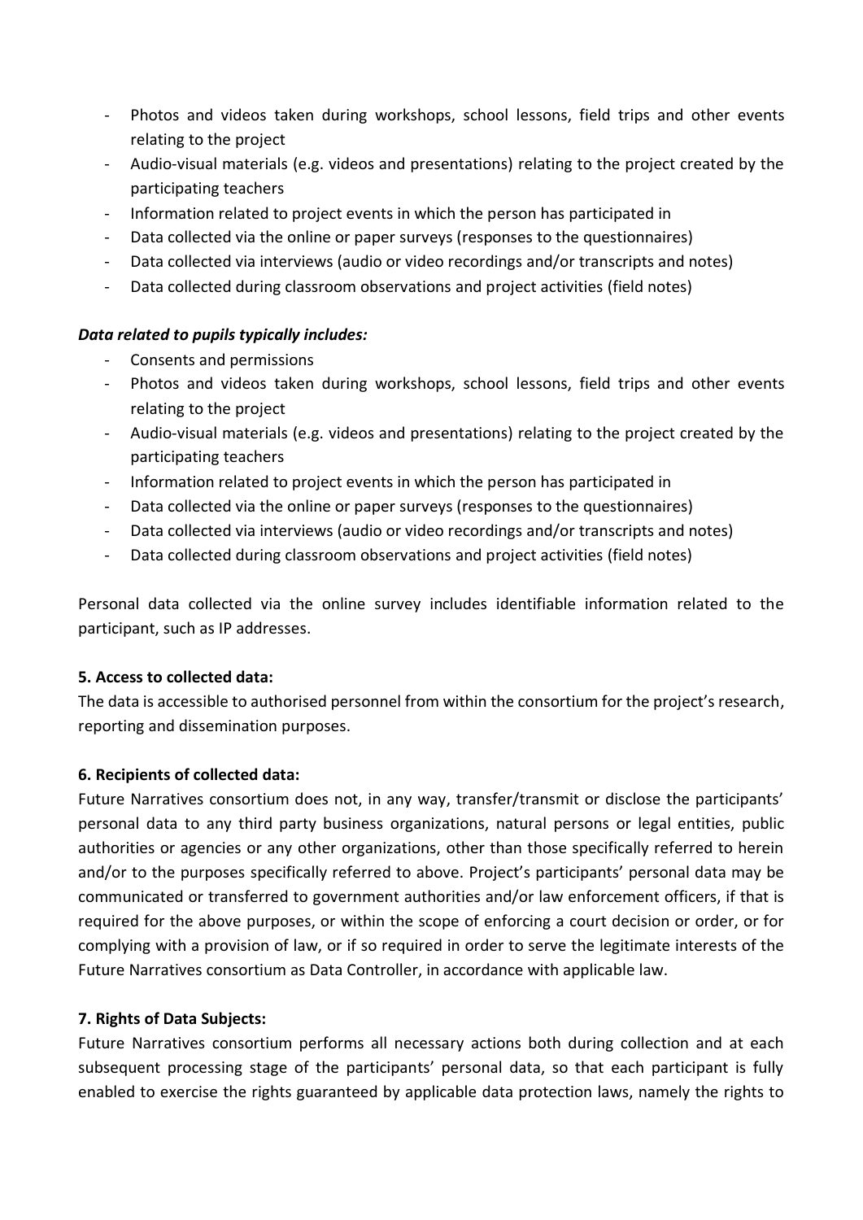- Photos and videos taken during workshops, school lessons, field trips and other events relating to the project
- Audio-visual materials (e.g. videos and presentations) relating to the project created by the participating teachers
- Information related to project events in which the person has participated in
- Data collected via the online or paper surveys (responses to the questionnaires)
- Data collected via interviews (audio or video recordings and/or transcripts and notes)
- Data collected during classroom observations and project activities (field notes)

***Data related to pupils typically includes:***

- Consents and permissions
- Photos and videos taken during workshops, school lessons, field trips and other events relating to the project
- Audio-visual materials (e.g. videos and presentations) relating to the project created by the participating teachers
- Information related to project events in which the person has participated in
- Data collected via the online or paper surveys (responses to the questionnaires)
- Data collected via interviews (audio or video recordings and/or transcripts and notes)
- Data collected during classroom observations and project activities (field notes)

Personal data collected via the online survey includes identifiable information related to the participant, such as IP addresses.

**5. Access to collected data:**

The data is accessible to authorised personnel from within the consortium for the project's research, reporting and dissemination purposes.

**6. Recipients of collected data:**

Future Narratives consortium does not, in any way, transfer/transmit or disclose the participants' personal data to any third party business organizations, natural persons or legal entities, public authorities or agencies or any other organizations, other than those specifically referred to herein and/or to the purposes specifically referred to above. Project's participants' personal data may be communicated or transferred to government authorities and/or law enforcement officers, if that is required for the above purposes, or within the scope of enforcing a court decision or order, or for complying with a provision of law, or if so required in order to serve the legitimate interests of the Future Narratives consortium as Data Controller, in accordance with applicable law.

**7. Rights of Data Subjects:**

Future Narratives consortium performs all necessary actions both during collection and at each subsequent processing stage of the participants' personal data, so that each participant is fully enabled to exercise the rights guaranteed by applicable data protection laws, namely the rights to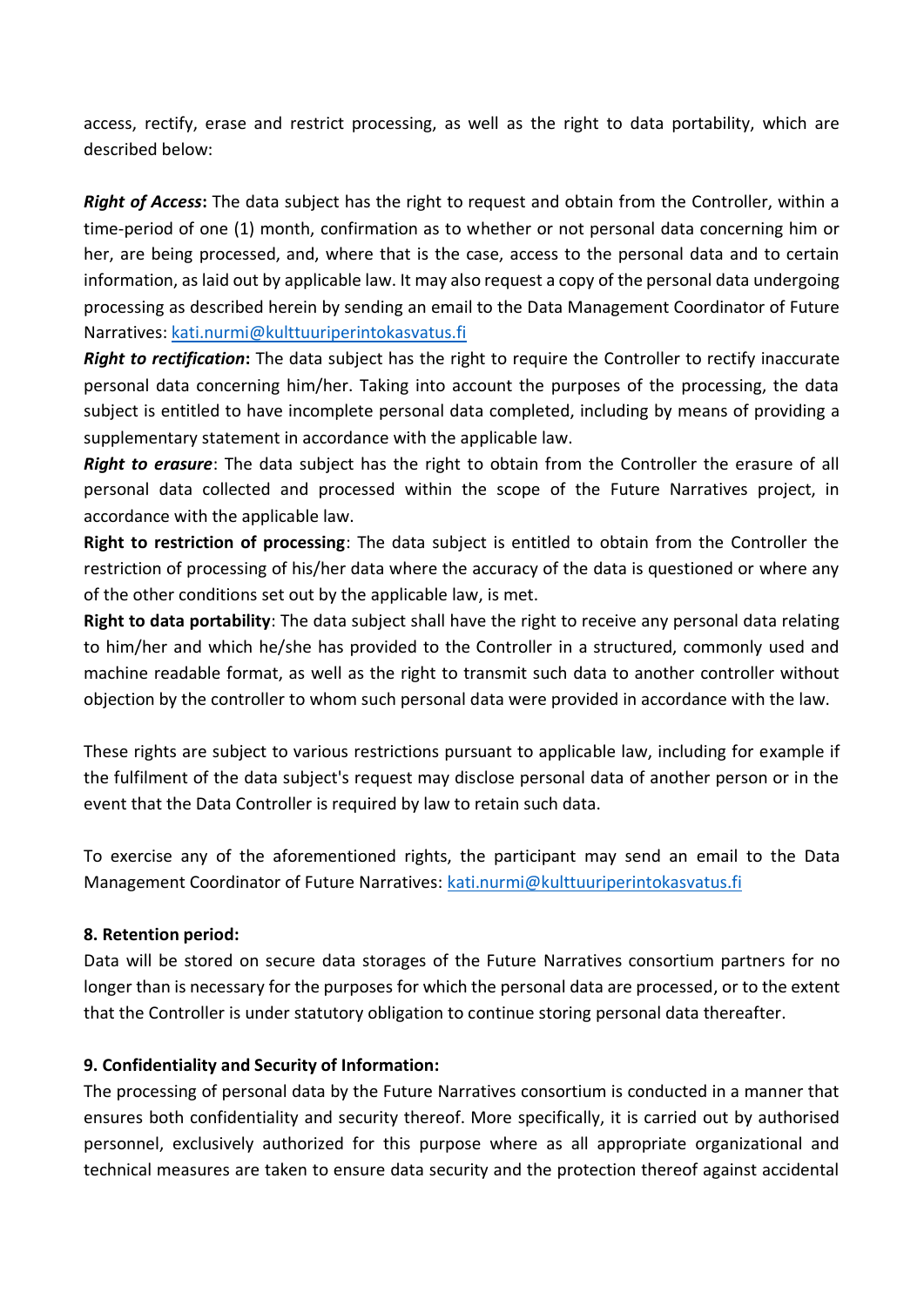access, rectify, erase and restrict processing, as well as the right to data portability, which are described below:

***Right of Access*****:** The data subject has the right to request and obtain from the Controller, within a time-period of one (1) month, confirmation as to whether or not personal data concerning him or her, are being processed, and, where that is the case, access to the personal data and to certain information, as laid out by applicable law. It may also request a copy of the personal data undergoing processing as described herein by sending an email to the Data Management Coordinator of Future Narratives: [kati.nurmi@kulttuuriperintokasvatus.fi](mailto:kati.nurmi@kulttuuriperintokasvatus.fi)

***Right to rectification*****:** The data subject has the right to require the Controller to rectify inaccurate personal data concerning him/her. Taking into account the purposes of the processing, the data subject is entitled to have incomplete personal data completed, including by means of providing a supplementary statement in accordance with the applicable law.

***Right to erasure***: The data subject has the right to obtain from the Controller the erasure of all personal data collected and processed within the scope of the Future Narratives project, in accordance with the applicable law.

**Right to restriction of processing**: The data subject is entitled to obtain from the Controller the restriction of processing of his/her data where the accuracy of the data is questioned or where any of the other conditions set out by the applicable law, is met.

**Right to data portability**: The data subject shall have the right to receive any personal data relating to him/her and which he/she has provided to the Controller in a structured, commonly used and machine readable format, as well as the right to transmit such data to another controller without objection by the controller to whom such personal data were provided in accordance with the law.

These rights are subject to various restrictions pursuant to applicable law, including for example if the fulfilment of the data subject's request may disclose personal data of another person or in the event that the Data Controller is required by law to retain such data.

To exercise any of the aforementioned rights, the participant may send an email to the Data Management Coordinator of Future Narratives: [kati.nurmi@kulttuuriperintokasvatus.fi](mailto:kati.nurmi@kulttuuriperintokasvatus.fi)

**8. Retention period:**

Data will be stored on secure data storages of the Future Narratives consortium partners for no longer than is necessary for the purposes for which the personal data are processed, or to the extent that the Controller is under statutory obligation to continue storing personal data thereafter.

**9. Confidentiality and Security of Information:**

The processing of personal data by the Future Narratives consortium is conducted in a manner that ensures both confidentiality and security thereof. More specifically, it is carried out by authorised personnel, exclusively authorized for this purpose where as all appropriate organizational and technical measures are taken to ensure data security and the protection thereof against accidental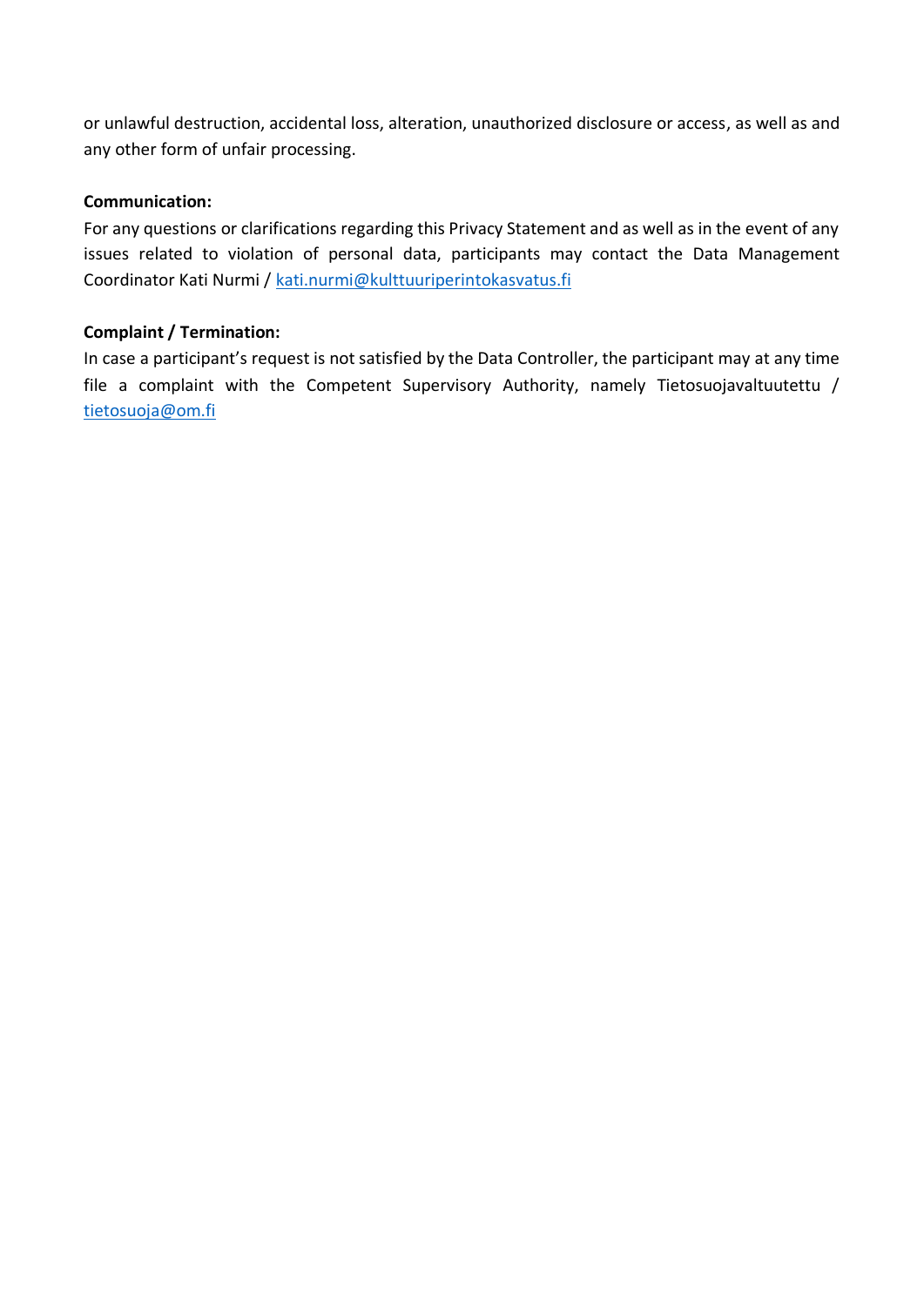or unlawful destruction, accidental loss, alteration, unauthorized disclosure or access, as well as and any other form of unfair processing.

**Communication:**

For any questions or clarifications regarding this Privacy Statement and as well as in the event of any issues related to violation of personal data, participants may contact the Data Management Coordinator Kati Nurmi / kati.nurmi@kulttuuriperintokasvatus.fi

**Complaint / Termination:**

In case a participant's request is not satisfied by the Data Controller, the participant may at any time file a complaint with the Competent Supervisory Authority, namely Tietosuojavaltuutettu / tietosuoja@om.fi